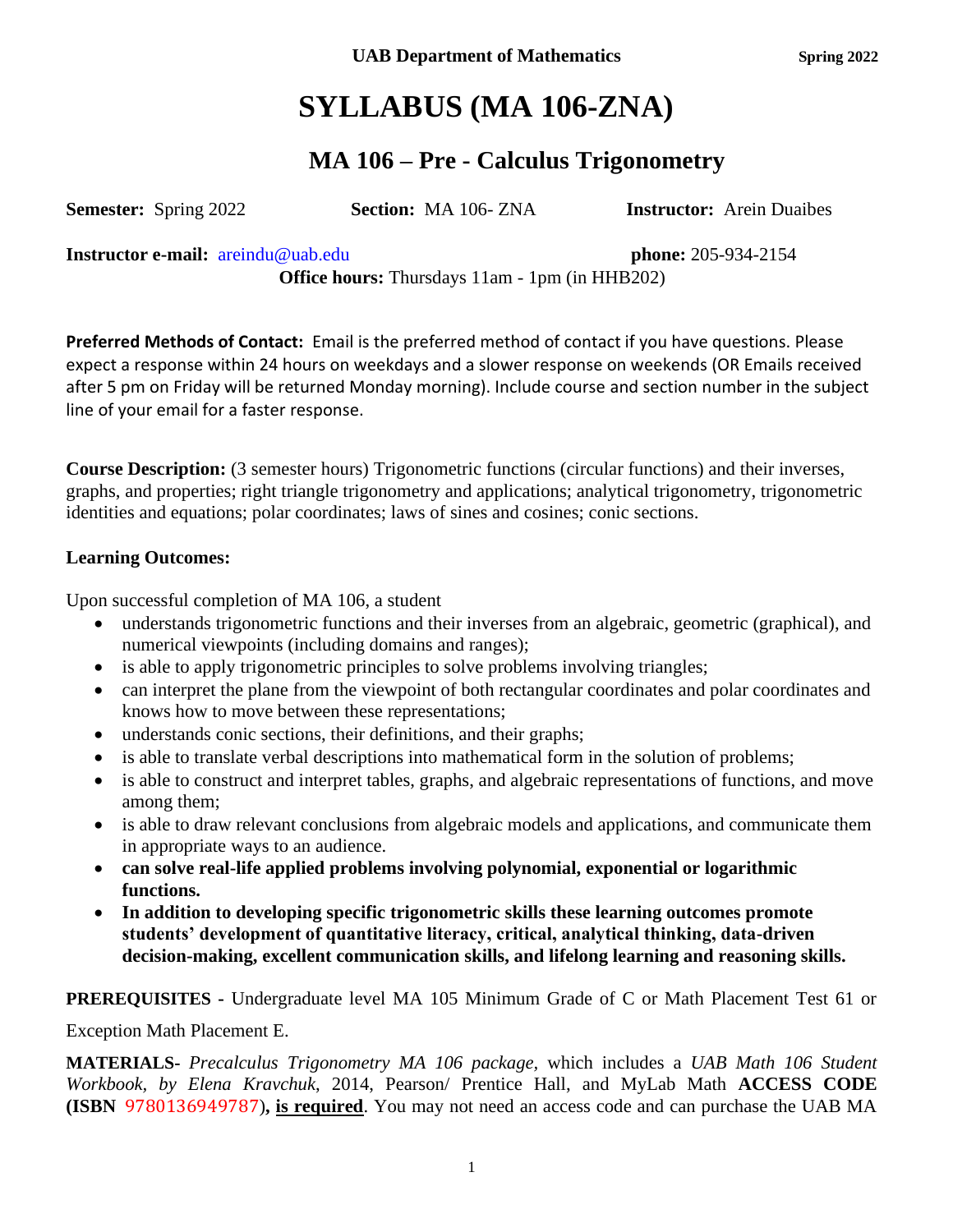UAB Department of Mathematics **Spring 2022**

# SYLLABUS (MA 106-ZNA)

## MA 106 – Pre - Calculus Trigonometry

**Semester:** Spring 2022 **Section:** MA 106- ZNA **Instructor:** Arein Duaibes

**Instructor e-mail:** areindu@uab.edu **phone:** 205-934-2154

**Office hours:** Thursdays 11am - 1pm (in HHB202)

**Preferred Methods of Contact:** Email is the preferred method of contact if you have questions. Please expect a response within 24 hours on weekdays and a slower response on weekends (OR Emails received after 5 pm on Friday will be returned Monday morning). Include course and section number in the subject line of your email for a faster response.

**Course Description:** (3 semester hours) Trigonometric functions (circular functions) and their inverses, graphs, and properties; right triangle trigonometry and applications; analytical trigonometry, trigonometric identities and equations; polar coordinates; laws of sines and cosines; conic sections.

### Learning Outcomes:

Upon successful completion of MA 106, a student

- understands trigonometric functions and their inverses from an algebraic, geometric (graphical), and numerical viewpoints (including domains and ranges);
- is able to apply trigonometric principles to solve problems involving triangles;
- can interpret the plane from the viewpoint of both rectangular coordinates and polar coordinates and knows how to move between these representations;
- understands conic sections, their definitions, and their graphs;
- is able to translate verbal descriptions into mathematical form in the solution of problems;
- is able to construct and interpret tables, graphs, and algebraic representations of functions, and move among them;
- is able to draw relevant conclusions from algebraic models and applications, and communicate them in appropriate ways to an audience.
- **can solve real-life applied problems involving polynomial, exponential or logarithmic functions.**
- **In addition to developing specific trigonometric skills these learning outcomes promote students' development of quantitative literacy, critical, analytical thinking, data-driven decision-making, excellent communication skills, and lifelong learning and reasoning skills.**

**PREREQUISITES -** Undergraduate level MA 105 Minimum Grade of C or Math Placement Test 61 or Exception Math Placement E.

**MATERIALS-** *Precalculus Trigonometry MA 106 package,* which includes a *UAB Math 106 Student Workbook, by Elena Kravchuk*, 2014, Pearson/ Prentice Hall, and MyLab Math **ACCESS CODE (ISBN** 9780136949787**), <u>is required</u>**. You may not need an access code and can purchase the UAB MA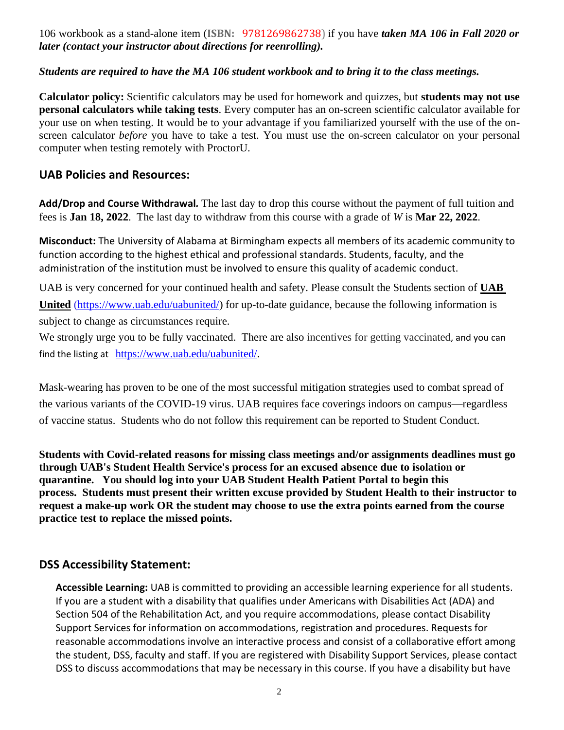106 workbook as a stand-alone item (**ISBN:** 9781269862738) if you have ***taken MA 106 in Fall 2020 or later (contact your instructor about directions for reenrolling).***

***Students are required to have the MA 106 student workbook and to bring it to the class meetings.***

**Calculator policy:** Scientific calculators may be used for homework and quizzes, but **students may not use personal calculators while taking tests**. Every computer has an on-screen scientific calculator available for your use on when testing. It would be to your advantage if you familiarized yourself with the use of the on-screen calculator *before* you have to take a test. You must use the on-screen calculator on your personal computer when testing remotely with ProctorU.

## UAB Policies and Resources:

**Add/Drop and Course Withdrawal.** The last day to drop this course without the payment of full tuition and fees is **Jan 18, 2022**. The last day to withdraw from this course with a grade of *W* is **Mar 22, 2022**.

**Misconduct:** The University of Alabama at Birmingham expects all members of its academic community to function according to the highest ethical and professional standards. Students, faculty, and the administration of the institution must be involved to ensure this quality of academic conduct.

UAB is very concerned for your continued health and safety. Please consult the Students section of **UAB United** (https://www.uab.edu/uabunited/) for up-to-date guidance, because the following information is subject to change as circumstances require.

We strongly urge you to be fully vaccinated. There are also incentives for getting vaccinated, and you can find the listing at https://www.uab.edu/uabunited/.

Mask-wearing has proven to be one of the most successful mitigation strategies used to combat spread of the various variants of the COVID-19 virus. UAB requires face coverings indoors on campus—regardless of vaccine status. Students who do not follow this requirement can be reported to Student Conduct.

**Students with Covid-related reasons for missing class meetings and/or assignments deadlines must go through UAB's Student Health Service's process for an excused absence due to isolation or quarantine. You should log into your UAB Student Health Patient Portal to begin this process. Students must present their written excuse provided by Student Health to their instructor to request a make-up work OR the student may choose to use the extra points earned from the course practice test to replace the missed points.**

## DSS Accessibility Statement:

**Accessible Learning:** UAB is committed to providing an accessible learning experience for all students. If you are a student with a disability that qualifies under Americans with Disabilities Act (ADA) and Section 504 of the Rehabilitation Act, and you require accommodations, please contact Disability Support Services for information on accommodations, registration and procedures. Requests for reasonable accommodations involve an interactive process and consist of a collaborative effort among the student, DSS, faculty and staff. If you are registered with Disability Support Services, please contact DSS to discuss accommodations that may be necessary in this course. If you have a disability but have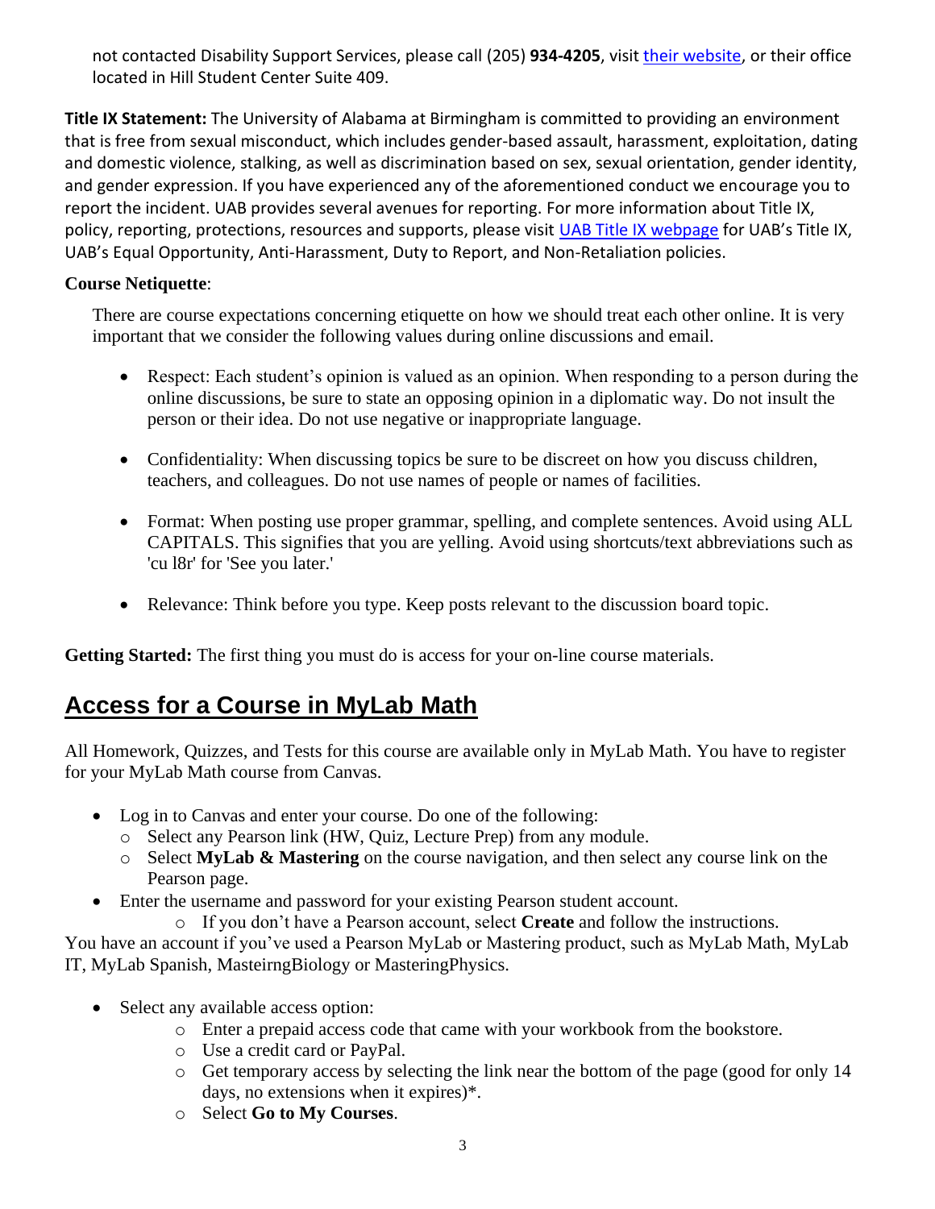not contacted Disability Support Services, please call (205) **934-4205**, visit [their website](), or their office located in Hill Student Center Suite 409.

**Title IX Statement:** The University of Alabama at Birmingham is committed to providing an environment that is free from sexual misconduct, which includes gender-based assault, harassment, exploitation, dating and domestic violence, stalking, as well as discrimination based on sex, sexual orientation, gender identity, and gender expression. If you have experienced any of the aforementioned conduct we encourage you to report the incident. UAB provides several avenues for reporting. For more information about Title IX, policy, reporting, protections, resources and supports, please visit [UAB Title IX webpage]() for UAB's Title IX, UAB's Equal Opportunity, Anti-Harassment, Duty to Report, and Non-Retaliation policies.

**Course Netiquette**:

There are course expectations concerning etiquette on how we should treat each other online. It is very important that we consider the following values during online discussions and email.

- Respect: Each student's opinion is valued as an opinion. When responding to a person during the online discussions, be sure to state an opposing opinion in a diplomatic way. Do not insult the person or their idea. Do not use negative or inappropriate language.
- Confidentiality: When discussing topics be sure to be discreet on how you discuss children, teachers, and colleagues. Do not use names of people or names of facilities.
- Format: When posting use proper grammar, spelling, and complete sentences. Avoid using ALL CAPITALS. This signifies that you are yelling. Avoid using shortcuts/text abbreviations such as 'cu l8r' for 'See you later.'
- Relevance: Think before you type. Keep posts relevant to the discussion board topic.

**Getting Started:** The first thing you must do is access for your on-line course materials.

## Access for a Course in MyLab Math

All Homework, Quizzes, and Tests for this course are available only in MyLab Math. You have to register for your MyLab Math course from Canvas.

- Log in to Canvas and enter your course. Do one of the following:
  - Select any Pearson link (HW, Quiz, Lecture Prep) from any module.
  - Select **MyLab & Mastering** on the course navigation, and then select any course link on the Pearson page.
- Enter the username and password for your existing Pearson student account.
  - If you don't have a Pearson account, select **Create** and follow the instructions.

You have an account if you've used a Pearson MyLab or Mastering product, such as MyLab Math, MyLab IT, MyLab Spanish, MasteirngBiology or MasteringPhysics.

- Select any available access option:
  - Enter a prepaid access code that came with your workbook from the bookstore.
  - Use a credit card or PayPal.
  - Get temporary access by selecting the link near the bottom of the page (good for only 14 days, no extensions when it expires)*.
  - Select **Go to My Courses**.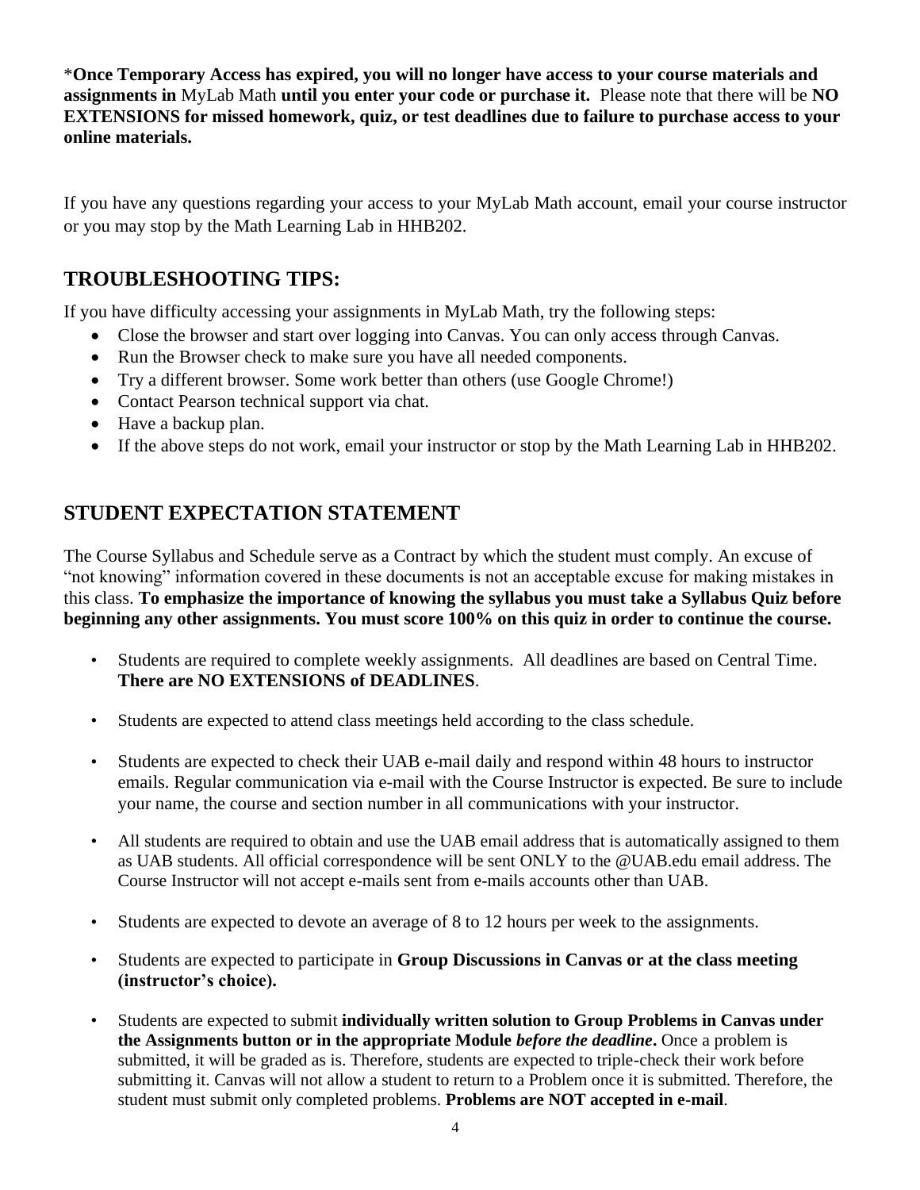\***Once Temporary Access has expired, you will no longer have access to your course materials and assignments in** MyLab Math **until you enter your code or purchase it.** Please note that there will be **NO EXTENSIONS for missed homework, quiz, or test deadlines due to failure to purchase access to your online materials.**

If you have any questions regarding your access to your MyLab Math account, email your course instructor or you may stop by the Math Learning Lab in HHB202.

## TROUBLESHOOTING TIPS:

If you have difficulty accessing your assignments in MyLab Math, try the following steps:

- Close the browser and start over logging into Canvas. You can only access through Canvas.
- Run the Browser check to make sure you have all needed components.
- Try a different browser. Some work better than others (use Google Chrome!)
- Contact Pearson technical support via chat.
- Have a backup plan.
- If the above steps do not work, email your instructor or stop by the Math Learning Lab in HHB202.

## STUDENT EXPECTATION STATEMENT

The Course Syllabus and Schedule serve as a Contract by which the student must comply. An excuse of "not knowing" information covered in these documents is not an acceptable excuse for making mistakes in this class. **To emphasize the importance of knowing the syllabus you must take a Syllabus Quiz before beginning any other assignments. You must score 100% on this quiz in order to continue the course.**

- Students are required to complete weekly assignments. All deadlines are based on Central Time. **There are NO EXTENSIONS of DEADLINES**.
- Students are expected to attend class meetings held according to the class schedule.
- Students are expected to check their UAB e-mail daily and respond within 48 hours to instructor emails. Regular communication via e-mail with the Course Instructor is expected. Be sure to include your name, the course and section number in all communications with your instructor.
- All students are required to obtain and use the UAB email address that is automatically assigned to them as UAB students. All official correspondence will be sent ONLY to the @UAB.edu email address. The Course Instructor will not accept e-mails sent from e-mails accounts other than UAB.
- Students are expected to devote an average of 8 to 12 hours per week to the assignments.
- Students are expected to participate in **Group Discussions in Canvas or at the class meeting (instructor's choice).**
- Students are expected to submit **individually written solution to Group Problems in Canvas under the Assignments button or in the appropriate Module *before the deadline*.** Once a problem is submitted, it will be graded as is. Therefore, students are expected to triple-check their work before submitting it. Canvas will not allow a student to return to a Problem once it is submitted. Therefore, the student must submit only completed problems. **Problems are NOT accepted in e-mail**.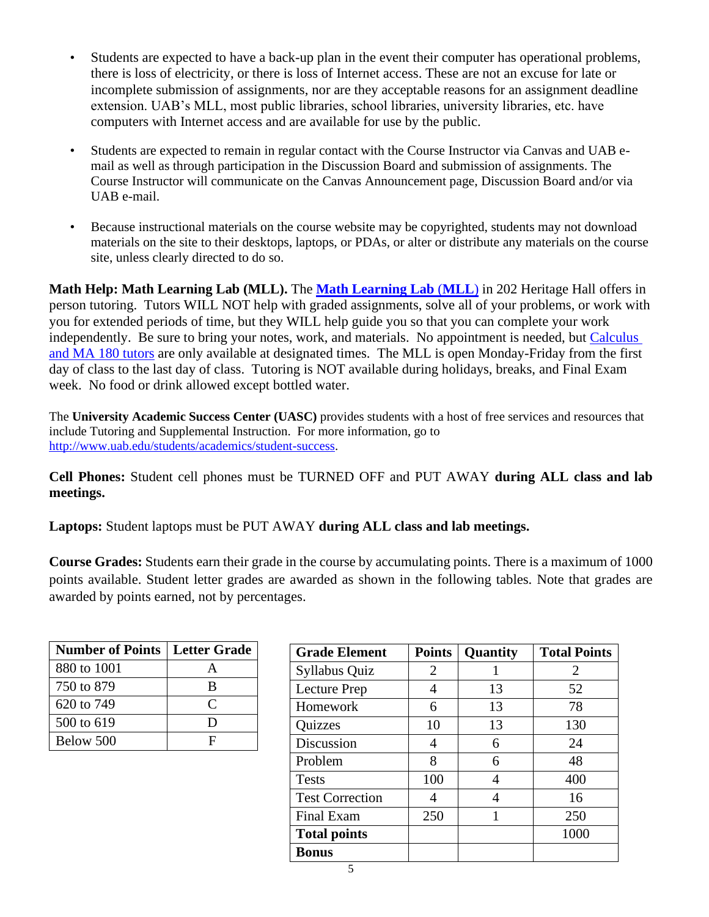- Students are expected to have a back-up plan in the event their computer has operational problems, there is loss of electricity, or there is loss of Internet access. These are not an excuse for late or incomplete submission of assignments, nor are they acceptable reasons for an assignment deadline extension. UAB's MLL, most public libraries, school libraries, university libraries, etc. have computers with Internet access and are available for use by the public.

- Students are expected to remain in regular contact with the Course Instructor via Canvas and UAB e-mail as well as through participation in the Discussion Board and submission of assignments. The Course Instructor will communicate on the Canvas Announcement page, Discussion Board and/or via UAB e-mail.

- Because instructional materials on the course website may be copyrighted, students may not download materials on the site to their desktops, laptops, or PDAs, or alter or distribute any materials on the course site, unless clearly directed to do so.

**Math Help: Math Learning Lab (MLL).** The **Math Learning Lab (MLL)** in 202 Heritage Hall offers in person tutoring. Tutors WILL NOT help with graded assignments, solve all of your problems, or work with you for extended periods of time, but they WILL help guide you so that you can complete your work independently. Be sure to bring your notes, work, and materials. No appointment is needed, but Calculus and MA 180 tutors are only available at designated times. The MLL is open Monday-Friday from the first day of class to the last day of class. Tutoring is NOT available during holidays, breaks, and Final Exam week. No food or drink allowed except bottled water.

The **University Academic Success Center (UASC)** provides students with a host of free services and resources that include Tutoring and Supplemental Instruction. For more information, go to http://www.uab.edu/students/academics/student-success.

**Cell Phones:** Student cell phones must be TURNED OFF and PUT AWAY **during ALL class and lab meetings.**

**Laptops:** Student laptops must be PUT AWAY **during ALL class and lab meetings.**

**Course Grades:** Students earn their grade in the course by accumulating points. There is a maximum of 1000 points available. Student letter grades are awarded as shown in the following tables. Note that grades are awarded by points earned, not by percentages.

| Number of Points | Letter Grade |
|---|---|
| 880 to 1001 | A |
| 750 to 879 | B |
| 620 to 749 | C |
| 500 to 619 | D |
| Below 500 | F |

| Grade Element | Points | Quantity | Total Points |
|---|---|---|---|
| Syllabus Quiz | 2 | 1 | 2 |
| Lecture Prep | 4 | 13 | 52 |
| Homework | 6 | 13 | 78 |
| Quizzes | 10 | 13 | 130 |
| Discussion | 4 | 6 | 24 |
| Problem | 8 | 6 | 48 |
| Tests | 100 | 4 | 400 |
| Test Correction | 4 | 4 | 16 |
| Final Exam | 250 | 1 | 250 |
| **Total points** | | | 1000 |
| **Bonus** | | | |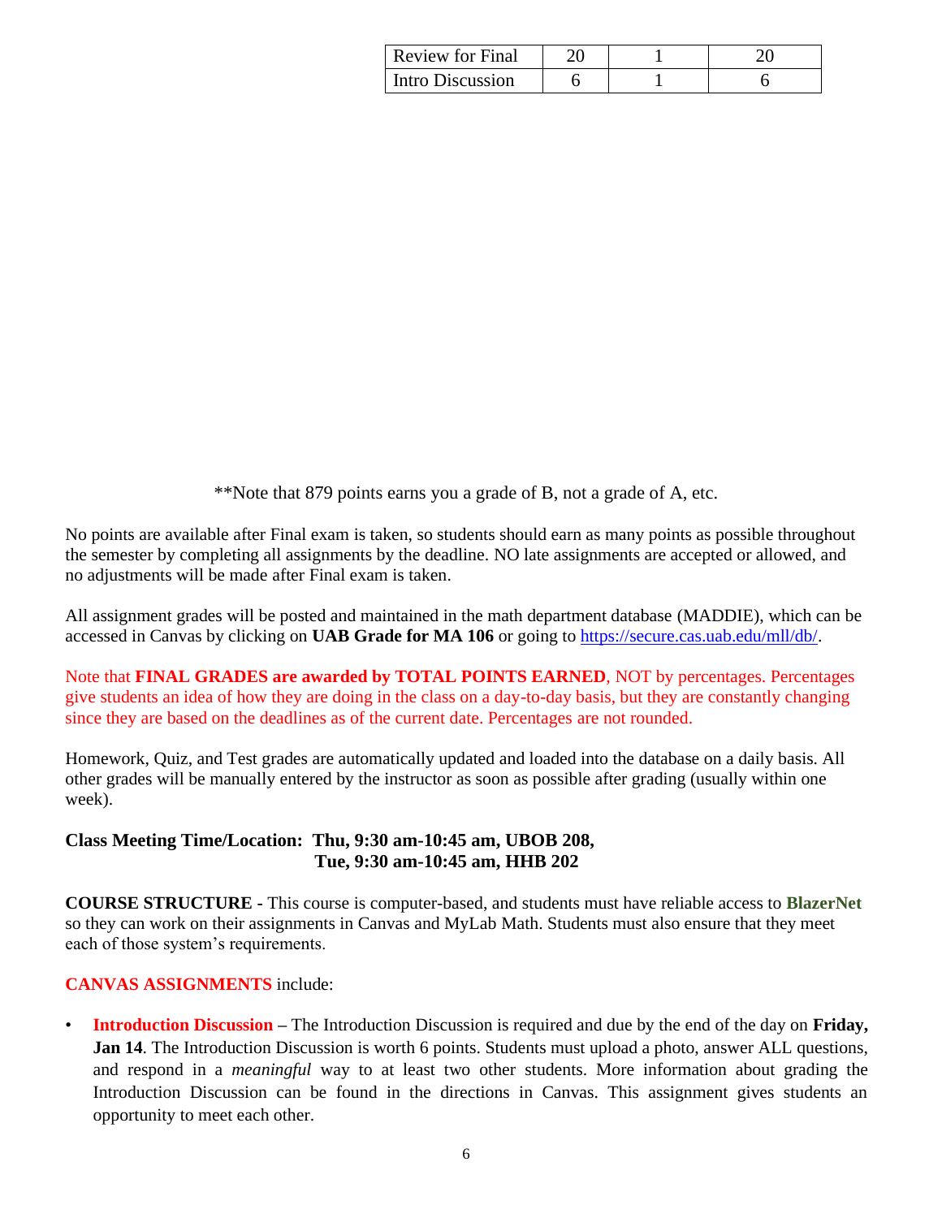| | | | |
|---|---|---|---|
| Review for Final | 20 | 1 | 20 |
| Intro Discussion | 6 | 1 | 6 |

**Note that 879 points earns you a grade of B, not a grade of A, etc.

No points are available after Final exam is taken, so students should earn as many points as possible throughout the semester by completing all assignments by the deadline. NO late assignments are accepted or allowed, and no adjustments will be made after Final exam is taken.

All assignment grades will be posted and maintained in the math department database (MADDIE), which can be accessed in Canvas by clicking on **UAB Grade for MA 106** or going to https://secure.cas.uab.edu/mll/db/.

Note that **FINAL GRADES are awarded by TOTAL POINTS EARNED**, NOT by percentages. Percentages give students an idea of how they are doing in the class on a day-to-day basis, but they are constantly changing since they are based on the deadlines as of the current date. Percentages are not rounded.

Homework, Quiz, and Test grades are automatically updated and loaded into the database on a daily basis. All other grades will be manually entered by the instructor as soon as possible after grading (usually within one week).

**Class Meeting Time/Location: Thu, 9:30 am-10:45 am, UBOB 208,**
**Tue, 9:30 am-10:45 am, HHB 202**

**COURSE STRUCTURE** - This course is computer-based, and students must have reliable access to **BlazerNet** so they can work on their assignments in Canvas and MyLab Math. Students must also ensure that they meet each of those system's requirements.

**CANVAS ASSIGNMENTS** include:

- **Introduction Discussion** – The Introduction Discussion is required and due by the end of the day on **Friday, Jan 14**. The Introduction Discussion is worth 6 points. Students must upload a photo, answer ALL questions, and respond in a *meaningful* way to at least two other students. More information about grading the Introduction Discussion can be found in the directions in Canvas. This assignment gives students an opportunity to meet each other.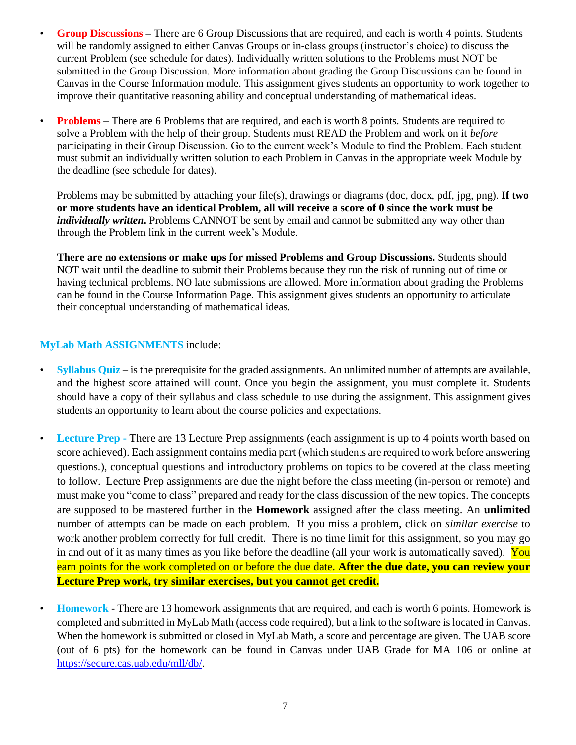- **Group Discussions** – There are 6 Group Discussions that are required, and each is worth 4 points. Students will be randomly assigned to either Canvas Groups or in-class groups (instructor's choice) to discuss the current Problem (see schedule for dates). Individually written solutions to the Problems must NOT be submitted in the Group Discussion. More information about grading the Group Discussions can be found in Canvas in the Course Information module. This assignment gives students an opportunity to work together to improve their quantitative reasoning ability and conceptual understanding of mathematical ideas.

- **Problems** – There are 6 Problems that are required, and each is worth 8 points. Students are required to solve a Problem with the help of their group. Students must READ the Problem and work on it *before* participating in their Group Discussion. Go to the current week's Module to find the Problem. Each student must submit an individually written solution to each Problem in Canvas in the appropriate week Module by the deadline (see schedule for dates).

  Problems may be submitted by attaching your file(s), drawings or diagrams (doc, docx, pdf, jpg, png). **If two or more students have an identical Problem, all will receive a score of 0 since the work must be *individually written*.** Problems CANNOT be sent by email and cannot be submitted any way other than through the Problem link in the current week's Module.

  **There are no extensions or make ups for missed Problems and Group Discussions.** Students should NOT wait until the deadline to submit their Problems because they run the risk of running out of time or having technical problems. NO late submissions are allowed. More information about grading the Problems can be found in the Course Information Page. This assignment gives students an opportunity to articulate their conceptual understanding of mathematical ideas.

**MyLab Math ASSIGNMENTS** include:

- **Syllabus Quiz** – is the prerequisite for the graded assignments. An unlimited number of attempts are available, and the highest score attained will count. Once you begin the assignment, you must complete it. Students should have a copy of their syllabus and class schedule to use during the assignment. This assignment gives students an opportunity to learn about the course policies and expectations.

- **Lecture Prep** - There are 13 Lecture Prep assignments (each assignment is up to 4 points worth based on score achieved). Each assignment contains media part (which students are required to work before answering questions.), conceptual questions and introductory problems on topics to be covered at the class meeting to follow. Lecture Prep assignments are due the night before the class meeting (in-person or remote) and must make you "come to class" prepared and ready for the class discussion of the new topics. The concepts are supposed to be mastered further in the **Homework** assigned after the class meeting. An **unlimited** number of attempts can be made on each problem. If you miss a problem, click on *similar exercise* to work another problem correctly for full credit. There is no time limit for this assignment, so you may go in and out of it as many times as you like before the deadline (all your work is automatically saved). You earn points for the work completed on or before the due date. **After the due date, you can review your Lecture Prep work, try similar exercises, but you cannot get credit.**

- **Homework** - There are 13 homework assignments that are required, and each is worth 6 points. Homework is completed and submitted in MyLab Math (access code required), but a link to the software is located in Canvas. When the homework is submitted or closed in MyLab Math, a score and percentage are given. The UAB score (out of 6 pts) for the homework can be found in Canvas under UAB Grade for MA 106 or online at https://secure.cas.uab.edu/mll/db/.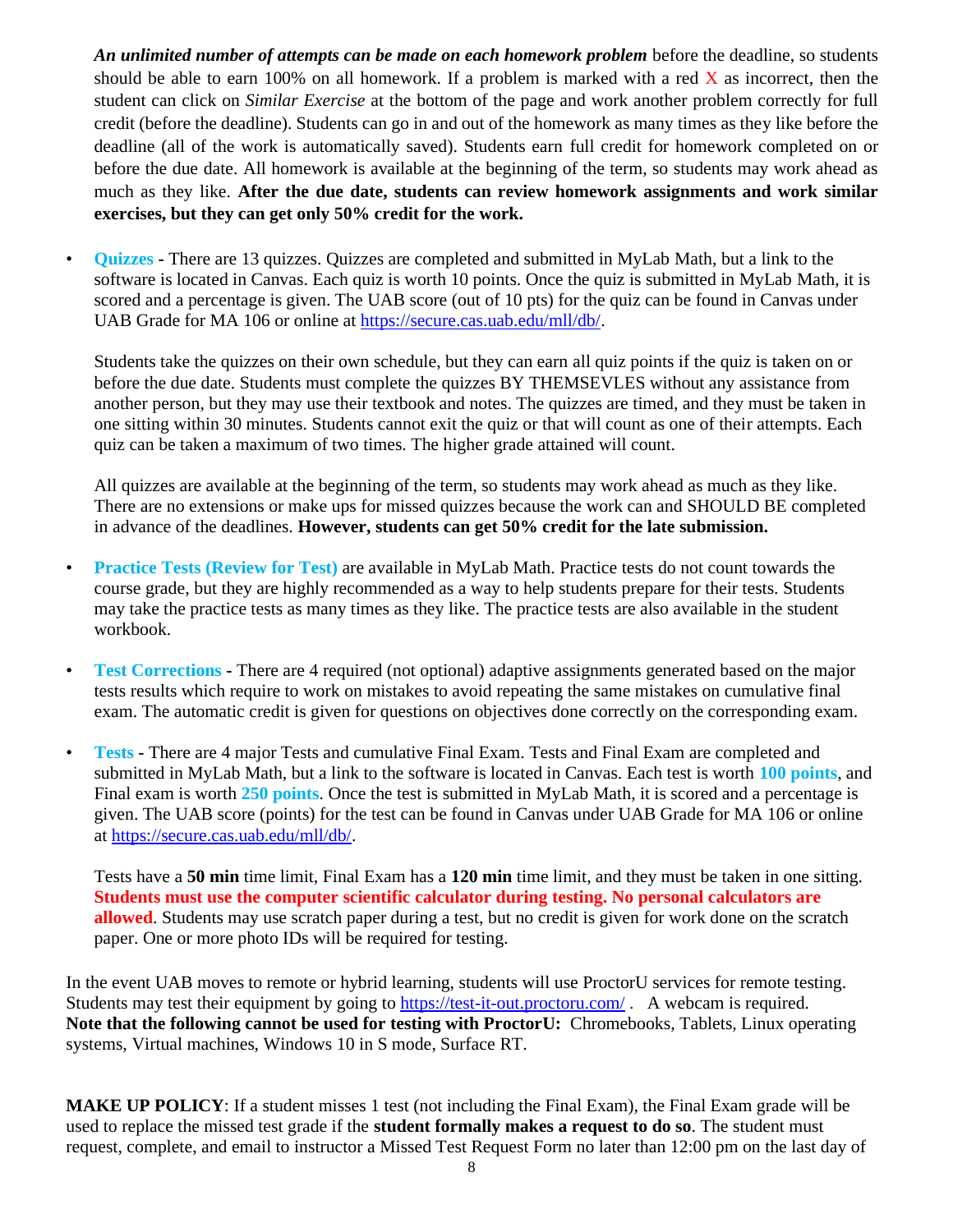***An unlimited number of attempts can be made on each homework problem*** before the deadline, so students should be able to earn 100% on all homework. If a problem is marked with a red X as incorrect, then the student can click on *Similar Exercise* at the bottom of the page and work another problem correctly for full credit (before the deadline). Students can go in and out of the homework as many times as they like before the deadline (all of the work is automatically saved). Students earn full credit for homework completed on or before the due date. All homework is available at the beginning of the term, so students may work ahead as much as they like. **After the due date, students can review homework assignments and work similar exercises, but they can get only 50% credit for the work.**

- **Quizzes** - There are 13 quizzes. Quizzes are completed and submitted in MyLab Math, but a link to the software is located in Canvas. Each quiz is worth 10 points. Once the quiz is submitted in MyLab Math, it is scored and a percentage is given. The UAB score (out of 10 pts) for the quiz can be found in Canvas under UAB Grade for MA 106 or online at https://secure.cas.uab.edu/mll/db/.

  Students take the quizzes on their own schedule, but they can earn all quiz points if the quiz is taken on or before the due date. Students must complete the quizzes BY THEMSEVLES without any assistance from another person, but they may use their textbook and notes. The quizzes are timed, and they must be taken in one sitting within 30 minutes. Students cannot exit the quiz or that will count as one of their attempts. Each quiz can be taken a maximum of two times. The higher grade attained will count.

  All quizzes are available at the beginning of the term, so students may work ahead as much as they like. There are no extensions or make ups for missed quizzes because the work can and SHOULD BE completed in advance of the deadlines. **However, students can get 50% credit for the late submission.**

- **Practice Tests (Review for Test)** are available in MyLab Math. Practice tests do not count towards the course grade, but they are highly recommended as a way to help students prepare for their tests. Students may take the practice tests as many times as they like. The practice tests are also available in the student workbook.

- **Test Corrections** - There are 4 required (not optional) adaptive assignments generated based on the major tests results which require to work on mistakes to avoid repeating the same mistakes on cumulative final exam. The automatic credit is given for questions on objectives done correctly on the corresponding exam.

- **Tests** - There are 4 major Tests and cumulative Final Exam. Tests and Final Exam are completed and submitted in MyLab Math, but a link to the software is located in Canvas. Each test is worth **100 points**, and Final exam is worth **250 points**. Once the test is submitted in MyLab Math, it is scored and a percentage is given. The UAB score (points) for the test can be found in Canvas under UAB Grade for MA 106 or online at https://secure.cas.uab.edu/mll/db/.

  Tests have a **50 min** time limit, Final Exam has a **120 min** time limit, and they must be taken in one sitting. **Students must use the computer scientific calculator during testing. No personal calculators are allowed**. Students may use scratch paper during a test, but no credit is given for work done on the scratch paper. One or more photo IDs will be required for testing.

In the event UAB moves to remote or hybrid learning, students will use ProctorU services for remote testing. Students may test their equipment by going to https://test-it-out.proctoru.com/ . A webcam is required. **Note that the following cannot be used for testing with ProctorU:** Chromebooks, Tablets, Linux operating systems, Virtual machines, Windows 10 in S mode, Surface RT.

**MAKE UP POLICY**: If a student misses 1 test (not including the Final Exam), the Final Exam grade will be used to replace the missed test grade if the **student formally makes a request to do so**. The student must request, complete, and email to instructor a Missed Test Request Form no later than 12:00 pm on the last day of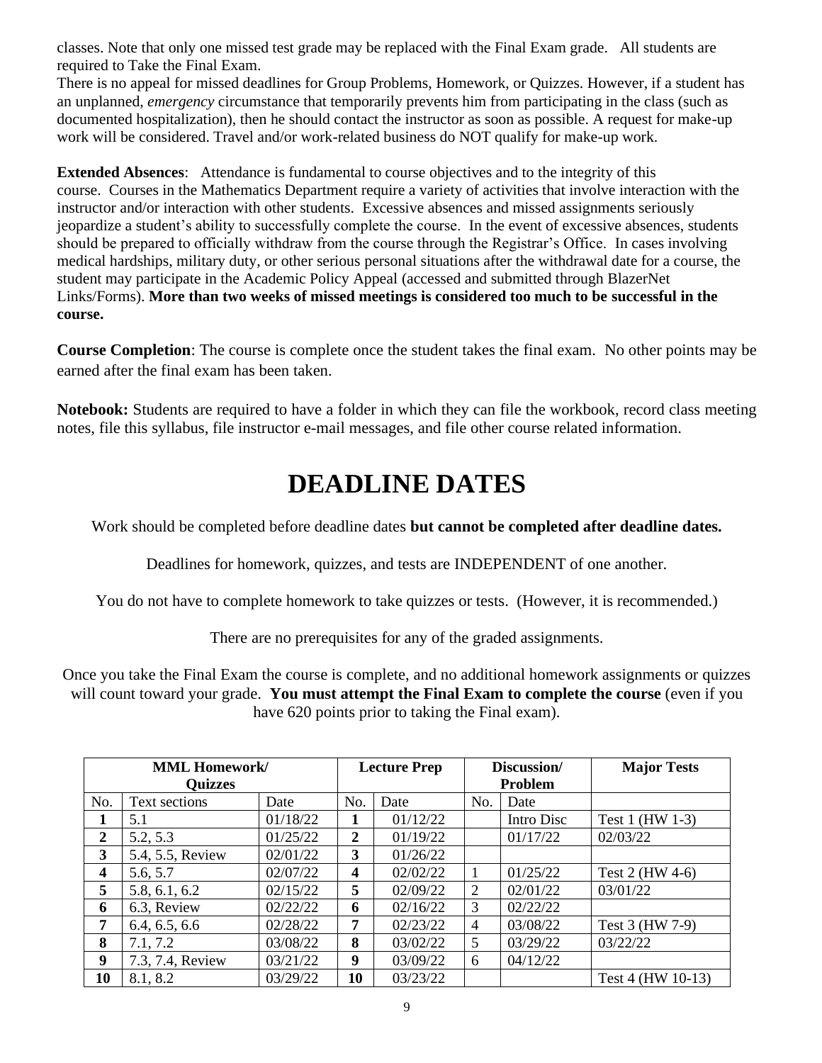classes. Note that only one missed test grade may be replaced with the Final Exam grade. All students are required to Take the Final Exam.
There is no appeal for missed deadlines for Group Problems, Homework, or Quizzes. However, if a student has an unplanned, *emergency* circumstance that temporarily prevents him from participating in the class (such as documented hospitalization), then he should contact the instructor as soon as possible. A request for make-up work will be considered. Travel and/or work-related business do NOT qualify for make-up work.

**Extended Absences**: Attendance is fundamental to course objectives and to the integrity of this course. Courses in the Mathematics Department require a variety of activities that involve interaction with the instructor and/or interaction with other students. Excessive absences and missed assignments seriously jeopardize a student's ability to successfully complete the course. In the event of excessive absences, students should be prepared to officially withdraw from the course through the Registrar's Office. In cases involving medical hardships, military duty, or other serious personal situations after the withdrawal date for a course, the student may participate in the Academic Policy Appeal (accessed and submitted through BlazerNet Links/Forms). **More than two weeks of missed meetings is considered too much to be successful in the course.**

**Course Completion**: The course is complete once the student takes the final exam. No other points may be earned after the final exam has been taken.

**Notebook:** Students are required to have a folder in which they can file the workbook, record class meeting notes, file this syllabus, file instructor e-mail messages, and file other course related information.

# DEADLINE DATES

Work should be completed before deadline dates **but cannot be completed after deadline dates.**

Deadlines for homework, quizzes, and tests are INDEPENDENT of one another.

You do not have to complete homework to take quizzes or tests. (However, it is recommended.)

There are no prerequisites for any of the graded assignments.

Once you take the Final Exam the course is complete, and no additional homework assignments or quizzes will count toward your grade. **You must attempt the Final Exam to complete the course** (even if you have 620 points prior to taking the Final exam).

| **MML Homework/ Quizzes** | | | **Lecture Prep** | | **Discussion/ Problem** | | **Major Tests** |
|---|---|---|---|---|---|---|---|
| No. | Text sections | Date | No. | Date | No. | Date | |
| **1** | 5.1 | 01/18/22 | **1** | 01/12/22 | | Intro Disc | Test 1 (HW 1-3) |
| **2** | 5.2, 5.3 | 01/25/22 | **2** | 01/19/22 | | 01/17/22 | 02/03/22 |
| **3** | 5.4, 5.5, Review | 02/01/22 | **3** | 01/26/22 | | | |
| **4** | 5.6, 5.7 | 02/07/22 | **4** | 02/02/22 | 1 | 01/25/22 | Test 2 (HW 4-6) |
| **5** | 5.8, 6.1, 6.2 | 02/15/22 | **5** | 02/09/22 | 2 | 02/01/22 | 03/01/22 |
| **6** | 6.3, Review | 02/22/22 | **6** | 02/16/22 | 3 | 02/22/22 | |
| **7** | 6.4, 6.5, 6.6 | 02/28/22 | **7** | 02/23/22 | 4 | 03/08/22 | Test 3 (HW 7-9) |
| **8** | 7.1, 7.2 | 03/08/22 | **8** | 03/02/22 | 5 | 03/29/22 | 03/22/22 |
| **9** | 7.3, 7.4, Review | 03/21/22 | **9** | 03/09/22 | 6 | 04/12/22 | |
| **10** | 8.1, 8.2 | 03/29/22 | **10** | 03/23/22 | | | Test 4 (HW 10-13) |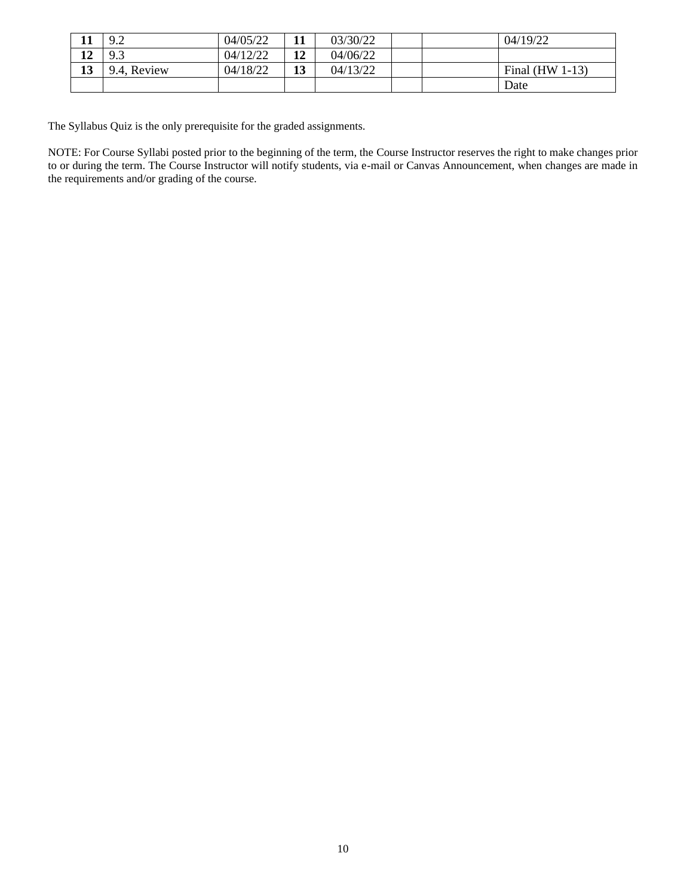| | | | | | | | |
|---|---|---|---|---|---|---|---|
| **11** | 9.2 | 04/05/22 | **11** | 03/30/22 | | | 04/19/22 |
| **12** | 9.3 | 04/12/22 | **12** | 04/06/22 | | | |
| **13** | 9.4, Review | 04/18/22 | **13** | 04/13/22 | | | Final (HW 1-13) |
| | | | | | | | Date |

The Syllabus Quiz is the only prerequisite for the graded assignments.

NOTE: For Course Syllabi posted prior to the beginning of the term, the Course Instructor reserves the right to make changes prior to or during the term. The Course Instructor will notify students, via e-mail or Canvas Announcement, when changes are made in the requirements and/or grading of the course.